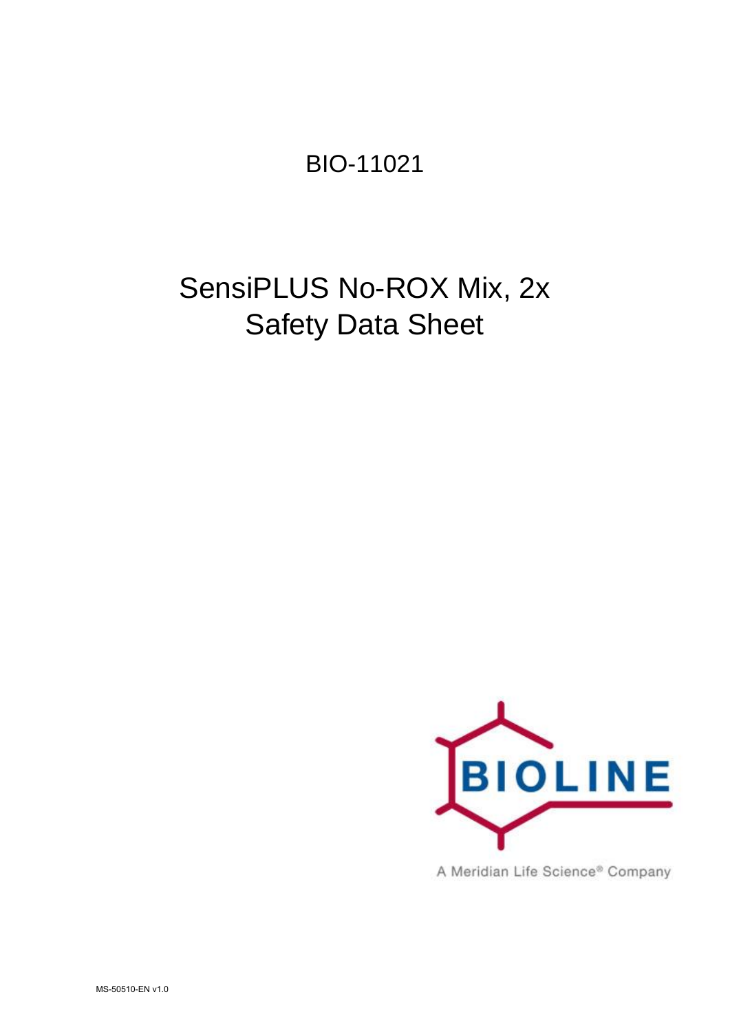BIO-11021

# SensiPLUS No-ROX Mix, 2x
# Safety Data Sheet

BIOLINE

A Meridian Life Science® Company

MS-50510-EN v1.0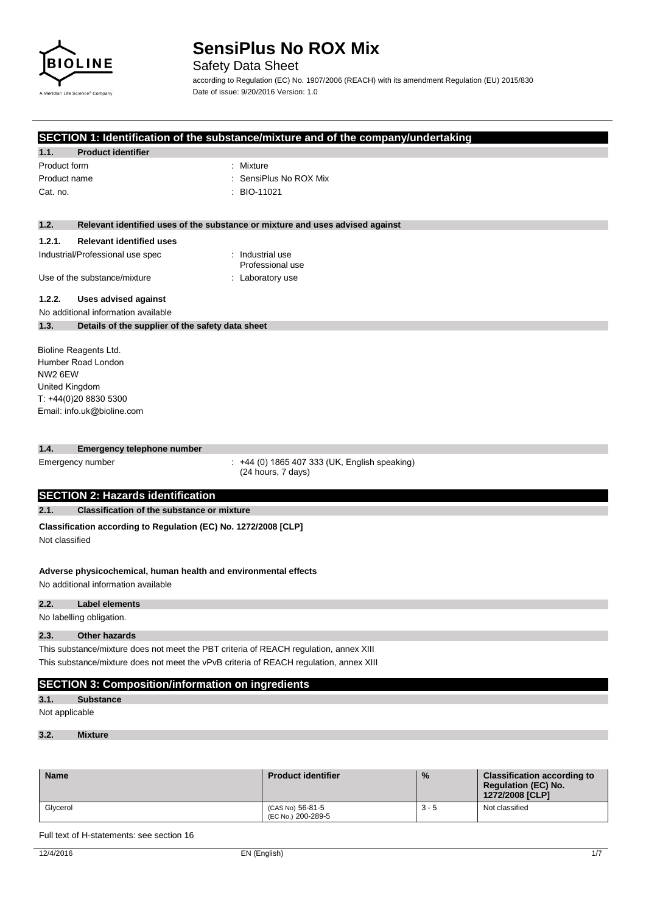# SensiPlus No ROX Mix

Safety Data Sheet

according to Regulation (EC) No. 1907/2006 (REACH) with its amendment Regulation (EU) 2015/830
Date of issue: 9/20/2016 Version: 1.0

## SECTION 1: Identification of the substance/mixture and of the company/undertaking

### 1.1. Product identifier

Product form : Mixture

Product name : SensiPlus No ROX Mix

Cat. no. : BIO-11021

### 1.2. Relevant identified uses of the substance or mixture and uses advised against

#### 1.2.1. Relevant identified uses

Industrial/Professional use spec : Industrial use
Professional use

Use of the substance/mixture : Laboratory use

#### 1.2.2. Uses advised against

No additional information available

### 1.3. Details of the supplier of the safety data sheet

Bioline Reagents Ltd.
Humber Road London
NW2 6EW
United Kingdom
T: +44(0)20 8830 5300
Email: info.uk@bioline.com

### 1.4. Emergency telephone number

Emergency number : +44 (0) 1865 407 333 (UK, English speaking)
(24 hours, 7 days)

## SECTION 2: Hazards identification

### 2.1. Classification of the substance or mixture

**Classification according to Regulation (EC) No. 1272/2008 [CLP]**

Not classified

**Adverse physicochemical, human health and environmental effects**

No additional information available

### 2.2. Label elements

No labelling obligation.

### 2.3. Other hazards

This substance/mixture does not meet the PBT criteria of REACH regulation, annex XIII

This substance/mixture does not meet the vPvB criteria of REACH regulation, annex XIII

## SECTION 3: Composition/information on ingredients

### 3.1. Substance

Not applicable

### 3.2. Mixture

| Name | Product identifier | % | Classification according to Regulation (EC) No. 1272/2008 [CLP] |
|---|---|---|---|
| Glycerol | (CAS No) 56-81-5<br>(EC No.) 200-289-5 | 3 - 5 | Not classified |

Full text of H-statements: see section 16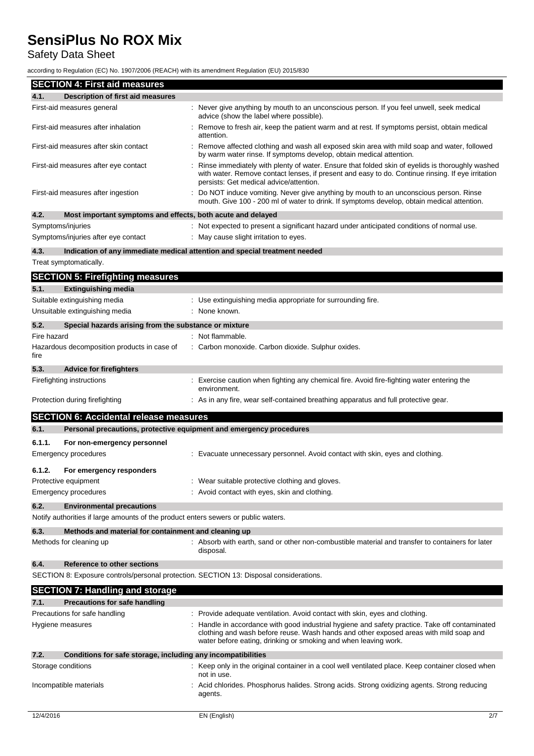## SECTION 4: First aid measures

### 4.1. Description of first aid measures

| | |
|---|---|
| First-aid measures general | : Never give anything by mouth to an unconscious person. If you feel unwell, seek medical advice (show the label where possible). |
| First-aid measures after inhalation | : Remove to fresh air, keep the patient warm and at rest. If symptoms persist, obtain medical attention. |
| First-aid measures after skin contact | : Remove affected clothing and wash all exposed skin area with mild soap and water, followed by warm water rinse. If symptoms develop, obtain medical attention. |
| First-aid measures after eye contact | : Rinse immediately with plenty of water. Ensure that folded skin of eyelids is thoroughly washed with water. Remove contact lenses, if present and easy to do. Continue rinsing. If eye irritation persists: Get medical advice/attention. |
| First-aid measures after ingestion | : Do NOT induce vomiting. Never give anything by mouth to an unconscious person. Rinse mouth. Give 100 - 200 ml of water to drink. If symptoms develop, obtain medical attention. |

### 4.2. Most important symptoms and effects, both acute and delayed

| | |
|---|---|
| Symptoms/injuries | : Not expected to present a significant hazard under anticipated conditions of normal use. |
| Symptoms/injuries after eye contact | : May cause slight irritation to eyes. |

### 4.3. Indication of any immediate medical attention and special treatment needed

Treat symptomatically.

## SECTION 5: Firefighting measures

### 5.1. Extinguishing media

| | |
|---|---|
| Suitable extinguishing media | : Use extinguishing media appropriate for surrounding fire. |
| Unsuitable extinguishing media | : None known. |

### 5.2. Special hazards arising from the substance or mixture

| | |
|---|---|
| Fire hazard | : Not flammable. |
| Hazardous decomposition products in case of fire | : Carbon monoxide. Carbon dioxide. Sulphur oxides. |

### 5.3. Advice for firefighters

| | |
|---|---|
| Firefighting instructions | : Exercise caution when fighting any chemical fire. Avoid fire-fighting water entering the environment. |
| Protection during firefighting | : As in any fire, wear self-contained breathing apparatus and full protective gear. |

## SECTION 6: Accidental release measures

### 6.1. Personal precautions, protective equipment and emergency procedures

#### 6.1.1. For non-emergency personnel

| | |
|---|---|
| Emergency procedures | : Evacuate unnecessary personnel. Avoid contact with skin, eyes and clothing. |

#### 6.1.2. For emergency responders

| | |
|---|---|
| Protective equipment | : Wear suitable protective clothing and gloves. |
| Emergency procedures | : Avoid contact with eyes, skin and clothing. |

### 6.2. Environmental precautions

Notify authorities if large amounts of the product enters sewers or public waters.

### 6.3. Methods and material for containment and cleaning up

| | |
|---|---|
| Methods for cleaning up | : Absorb with earth, sand or other non-combustible material and transfer to containers for later disposal. |

### 6.4. Reference to other sections

SECTION 8: Exposure controls/personal protection. SECTION 13: Disposal considerations.

## SECTION 7: Handling and storage

### 7.1. Precautions for safe handling

| | |
|---|---|
| Precautions for safe handling | : Provide adequate ventilation. Avoid contact with skin, eyes and clothing. |
| Hygiene measures | : Handle in accordance with good industrial hygiene and safety practice. Take off contaminated clothing and wash before reuse. Wash hands and other exposed areas with mild soap and water before eating, drinking or smoking and when leaving work. |

### 7.2. Conditions for safe storage, including any incompatibilities

| | |
|---|---|
| Storage conditions | : Keep only in the original container in a cool well ventilated place. Keep container closed when not in use. |
| Incompatible materials | : Acid chlorides. Phosphorus halides. Strong acids. Strong oxidizing agents. Strong reducing agents. |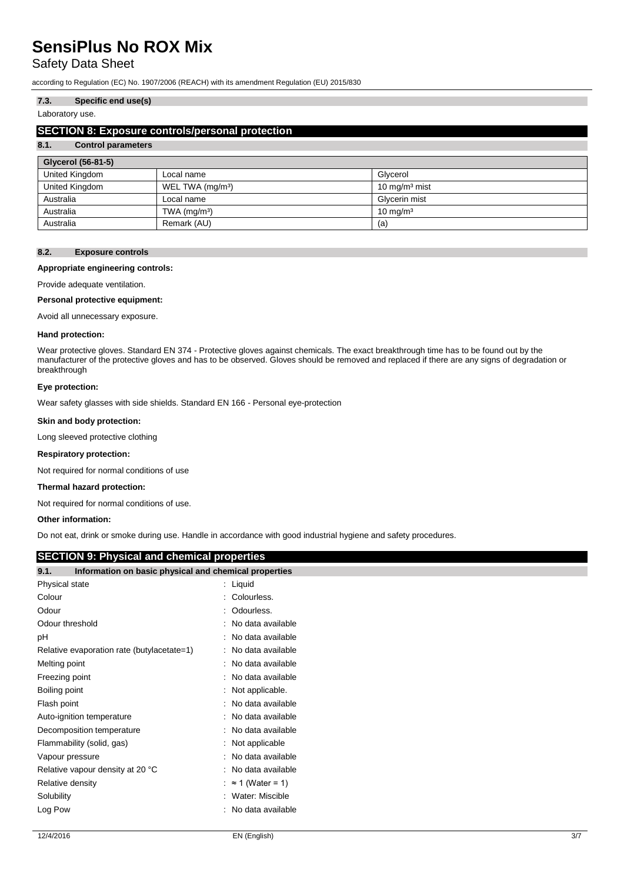### 7.3. Specific end use(s)

Laboratory use.

## SECTION 8: Exposure controls/personal protection

### 8.1. Control parameters

| Glycerol (56-81-5) | | |
|---|---|---|
| United Kingdom | Local name | Glycerol |
| United Kingdom | WEL TWA (mg/m³) | 10 mg/m³ mist |
| Australia | Local name | Glycerin mist |
| Australia | TWA (mg/m³) | 10 mg/m³ |
| Australia | Remark (AU) | (a) |

### 8.2. Exposure controls

**Appropriate engineering controls:**

Provide adequate ventilation.

**Personal protective equipment:**

Avoid all unnecessary exposure.

**Hand protection:**

Wear protective gloves. Standard EN 374 - Protective gloves against chemicals. The exact breakthrough time has to be found out by the manufacturer of the protective gloves and has to be observed. Gloves should be removed and replaced if there are any signs of degradation or breakthrough

**Eye protection:**

Wear safety glasses with side shields. Standard EN 166 - Personal eye-protection

**Skin and body protection:**

Long sleeved protective clothing

**Respiratory protection:**

Not required for normal conditions of use

**Thermal hazard protection:**

Not required for normal conditions of use.

**Other information:**

Do not eat, drink or smoke during use. Handle in accordance with good industrial hygiene and safety procedures.

## SECTION 9: Physical and chemical properties

### 9.1. Information on basic physical and chemical properties

| | |
|---|---|
| Physical state | : Liquid |
| Colour | : Colourless. |
| Odour | : Odourless. |
| Odour threshold | : No data available |
| pH | : No data available |
| Relative evaporation rate (butylacetate=1) | : No data available |
| Melting point | : No data available |
| Freezing point | : No data available |
| Boiling point | : Not applicable. |
| Flash point | : No data available |
| Auto-ignition temperature | : No data available |
| Decomposition temperature | : No data available |
| Flammability (solid, gas) | : Not applicable |
| Vapour pressure | : No data available |
| Relative vapour density at 20 °C | : No data available |
| Relative density | : ≈ 1 (Water = 1) |
| Solubility | : Water: Miscible |
| Log Pow | : No data available |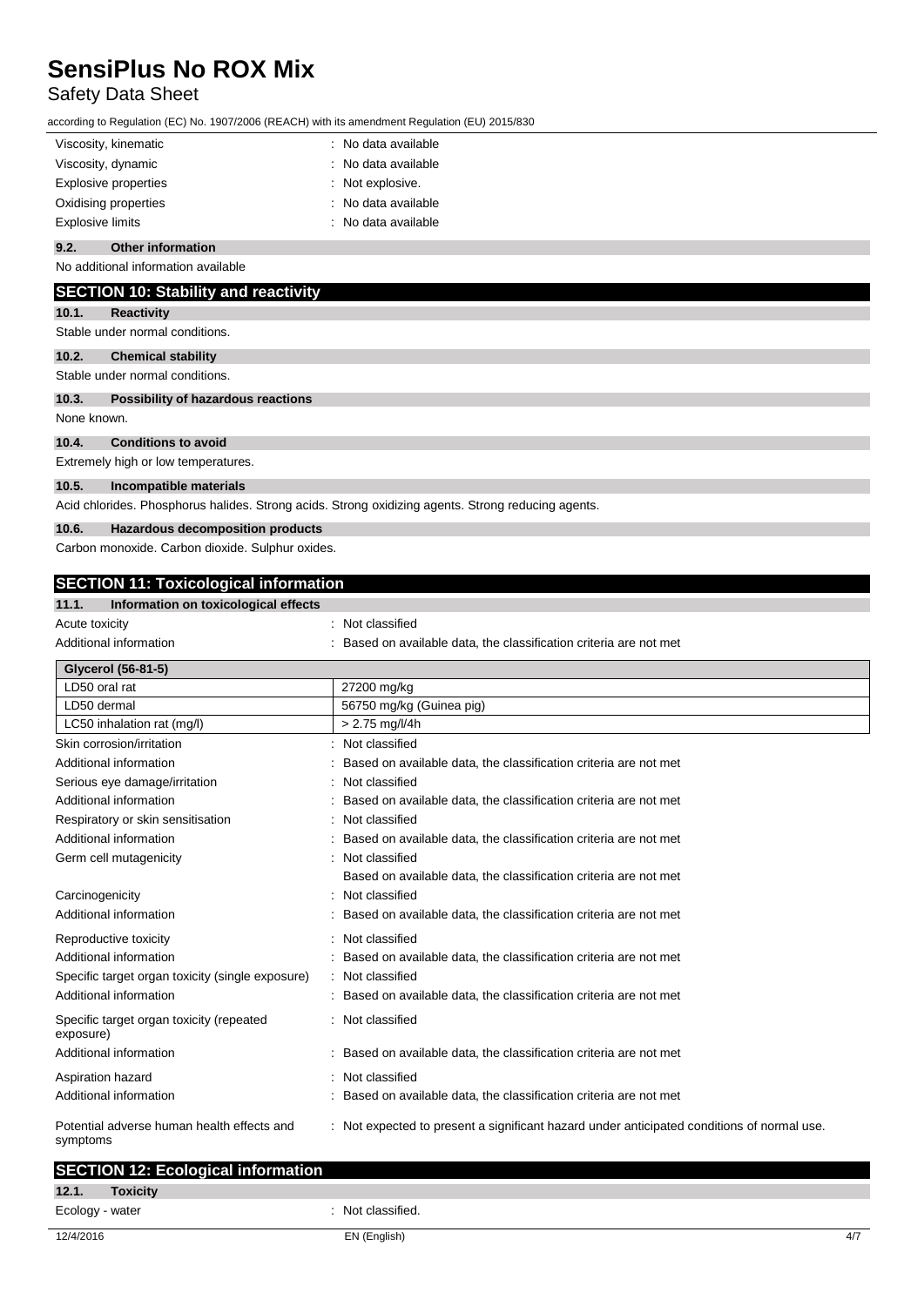| | |
|---|---|
| Viscosity, kinematic | : No data available |
| Viscosity, dynamic | : No data available |
| Explosive properties | : Not explosive. |
| Oxidising properties | : No data available |
| Explosive limits | : No data available |

### 9.2. Other information

No additional information available

## SECTION 10: Stability and reactivity

### 10.1. Reactivity

Stable under normal conditions.

### 10.2. Chemical stability

Stable under normal conditions.

### 10.3. Possibility of hazardous reactions

None known.

### 10.4. Conditions to avoid

Extremely high or low temperatures.

### 10.5. Incompatible materials

Acid chlorides. Phosphorus halides. Strong acids. Strong oxidizing agents. Strong reducing agents.

### 10.6. Hazardous decomposition products

Carbon monoxide. Carbon dioxide. Sulphur oxides.

## SECTION 11: Toxicological information

### 11.1. Information on toxicological effects

| | |
|---|---|
| Acute toxicity | : Not classified |
| Additional information | : Based on available data, the classification criteria are not met |

| Glycerol (56-81-5) | |
|---|---|
| LD50 oral rat | 27200 mg/kg |
| LD50 dermal | 56750 mg/kg (Guinea pig) |
| LC50 inhalation rat (mg/l) | > 2.75 mg/l/4h |

| | |
|---|---|
| Skin corrosion/irritation | : Not classified |
| Additional information | : Based on available data, the classification criteria are not met |
| Serious eye damage/irritation | : Not classified |
| Additional information | : Based on available data, the classification criteria are not met |
| Respiratory or skin sensitisation | : Not classified |
| Additional information | : Based on available data, the classification criteria are not met |
| Germ cell mutagenicity | : Not classified<br>Based on available data, the classification criteria are not met |
| Carcinogenicity | : Not classified |
| Additional information | : Based on available data, the classification criteria are not met |
| Reproductive toxicity | : Not classified |
| Additional information | : Based on available data, the classification criteria are not met |
| Specific target organ toxicity (single exposure) | : Not classified |
| Additional information | : Based on available data, the classification criteria are not met |
| Specific target organ toxicity (repeated exposure) | : Not classified |
| Additional information | : Based on available data, the classification criteria are not met |
| Aspiration hazard | : Not classified |
| Additional information | : Based on available data, the classification criteria are not met |
| Potential adverse human health effects and symptoms | : Not expected to present a significant hazard under anticipated conditions of normal use. |

## SECTION 12: Ecological information

### 12.1. Toxicity

| | |
|---|---|
| Ecology - water | : Not classified. |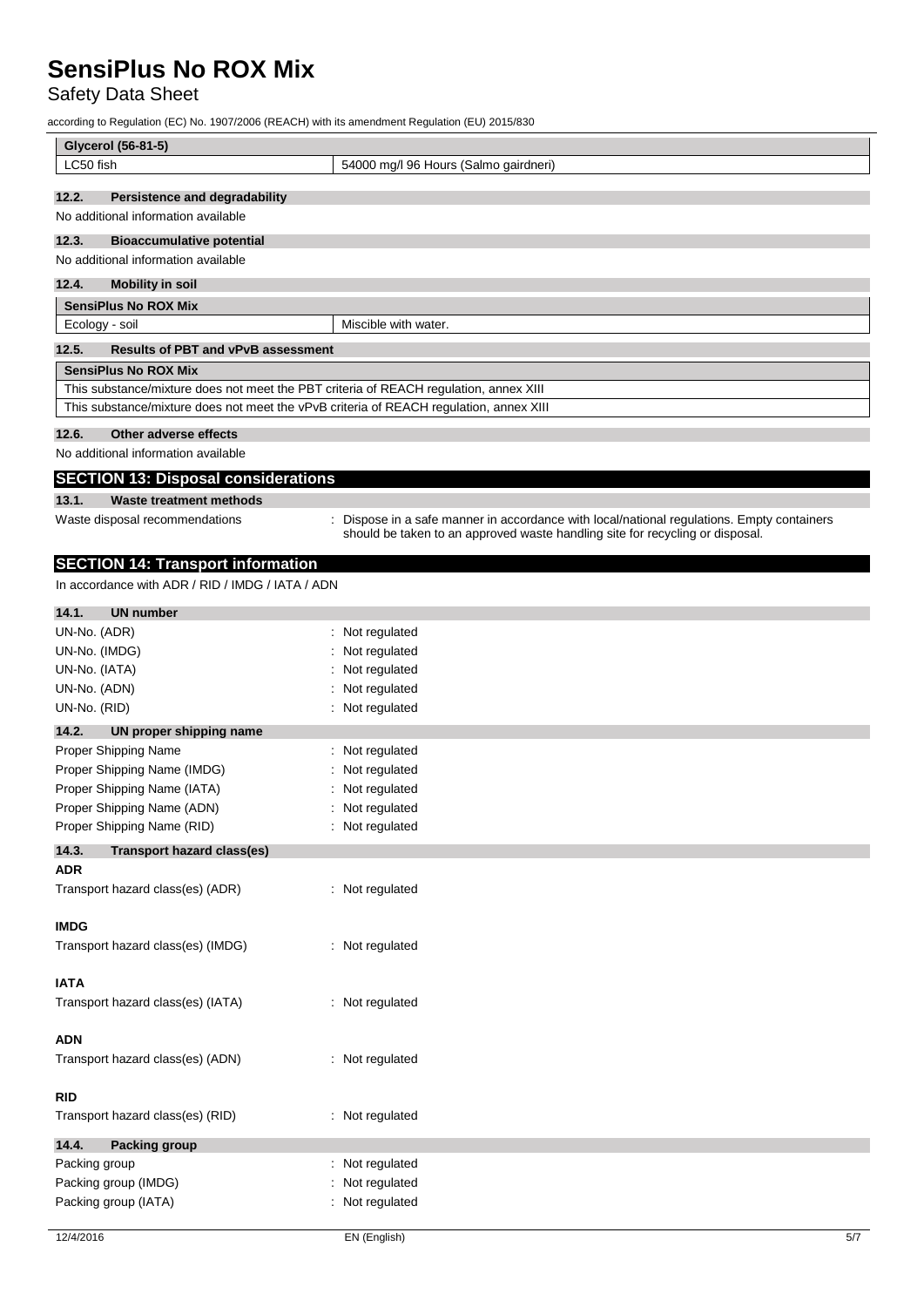| Glycerol (56-81-5) | |
|---|---|
| LC50 fish | 54000 mg/l 96 Hours (Salmo gairdneri) |

### 12.2. Persistence and degradability

No additional information available

### 12.3. Bioaccumulative potential

No additional information available

### 12.4. Mobility in soil

| SensiPlus No ROX Mix | |
|---|---|
| Ecology - soil | Miscible with water. |

### 12.5. Results of PBT and vPvB assessment

| SensiPlus No ROX Mix |
|---|
| This substance/mixture does not meet the PBT criteria of REACH regulation, annex XIII |
| This substance/mixture does not meet the vPvB criteria of REACH regulation, annex XIII |

### 12.6. Other adverse effects

No additional information available

## SECTION 13: Disposal considerations

### 13.1. Waste treatment methods

Waste disposal recommendations : Dispose in a safe manner in accordance with local/national regulations. Empty containers should be taken to an approved waste handling site for recycling or disposal.

## SECTION 14: Transport information

In accordance with ADR / RID / IMDG / IATA / ADN

### 14.1. UN number

UN-No. (ADR) : Not regulated
UN-No. (IMDG) : Not regulated
UN-No. (IATA) : Not regulated
UN-No. (ADN) : Not regulated
UN-No. (RID) : Not regulated

### 14.2. UN proper shipping name

Proper Shipping Name : Not regulated
Proper Shipping Name (IMDG) : Not regulated
Proper Shipping Name (IATA) : Not regulated
Proper Shipping Name (ADN) : Not regulated
Proper Shipping Name (RID) : Not regulated

### 14.3. Transport hazard class(es)

**ADR**

Transport hazard class(es) (ADR) : Not regulated

**IMDG**

Transport hazard class(es) (IMDG) : Not regulated

**IATA**

Transport hazard class(es) (IATA) : Not regulated

**ADN**

Transport hazard class(es) (ADN) : Not regulated

**RID**

Transport hazard class(es) (RID) : Not regulated

### 14.4. Packing group

Packing group : Not regulated
Packing group (IMDG) : Not regulated
Packing group (IATA) : Not regulated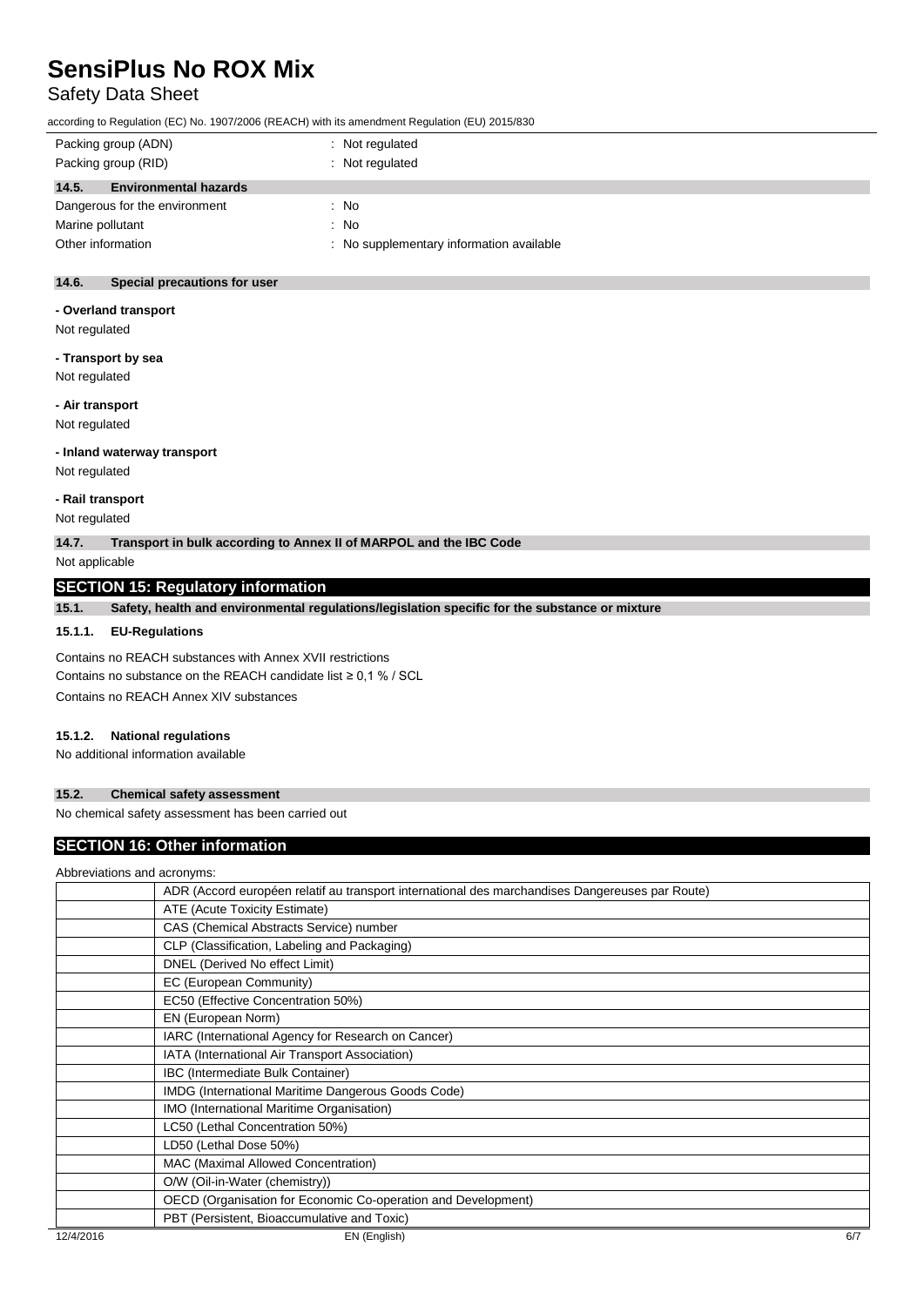| | |
|---|---|
| Packing group (ADN) | : Not regulated |
| Packing group (RID) | : Not regulated |

### 14.5. Environmental hazards

| | |
|---|---|
| Dangerous for the environment | : No |
| Marine pollutant | : No |
| Other information | : No supplementary information available |

### 14.6. Special precautions for user

**- Overland transport**

Not regulated

**- Transport by sea**

Not regulated

**- Air transport**

Not regulated

**- Inland waterway transport**

Not regulated

**- Rail transport**

Not regulated

### 14.7. Transport in bulk according to Annex II of MARPOL and the IBC Code

Not applicable

## SECTION 15: Regulatory information

### 15.1. Safety, health and environmental regulations/legislation specific for the substance or mixture

#### 15.1.1. EU-Regulations

Contains no REACH substances with Annex XVII restrictions

Contains no substance on the REACH candidate list ≥ 0,1 % / SCL

Contains no REACH Annex XIV substances

#### 15.1.2. National regulations

No additional information available

### 15.2. Chemical safety assessment

No chemical safety assessment has been carried out

## SECTION 16: Other information

Abbreviations and acronyms:

| | |
|---|---|
| | ADR (Accord européen relatif au transport international des marchandises Dangereuses par Route) |
| | ATE (Acute Toxicity Estimate) |
| | CAS (Chemical Abstracts Service) number |
| | CLP (Classification, Labeling and Packaging) |
| | DNEL (Derived No effect Limit) |
| | EC (European Community) |
| | EC50 (Effective Concentration 50%) |
| | EN (European Norm) |
| | IARC (International Agency for Research on Cancer) |
| | IATA (International Air Transport Association) |
| | IBC (Intermediate Bulk Container) |
| | IMDG (International Maritime Dangerous Goods Code) |
| | IMO (International Maritime Organisation) |
| | LC50 (Lethal Concentration 50%) |
| | LD50 (Lethal Dose 50%) |
| | MAC (Maximal Allowed Concentration) |
| | O/W (Oil-in-Water (chemistry)) |
| | OECD (Organisation for Economic Co-operation and Development) |
| | PBT (Persistent, Bioaccumulative and Toxic) |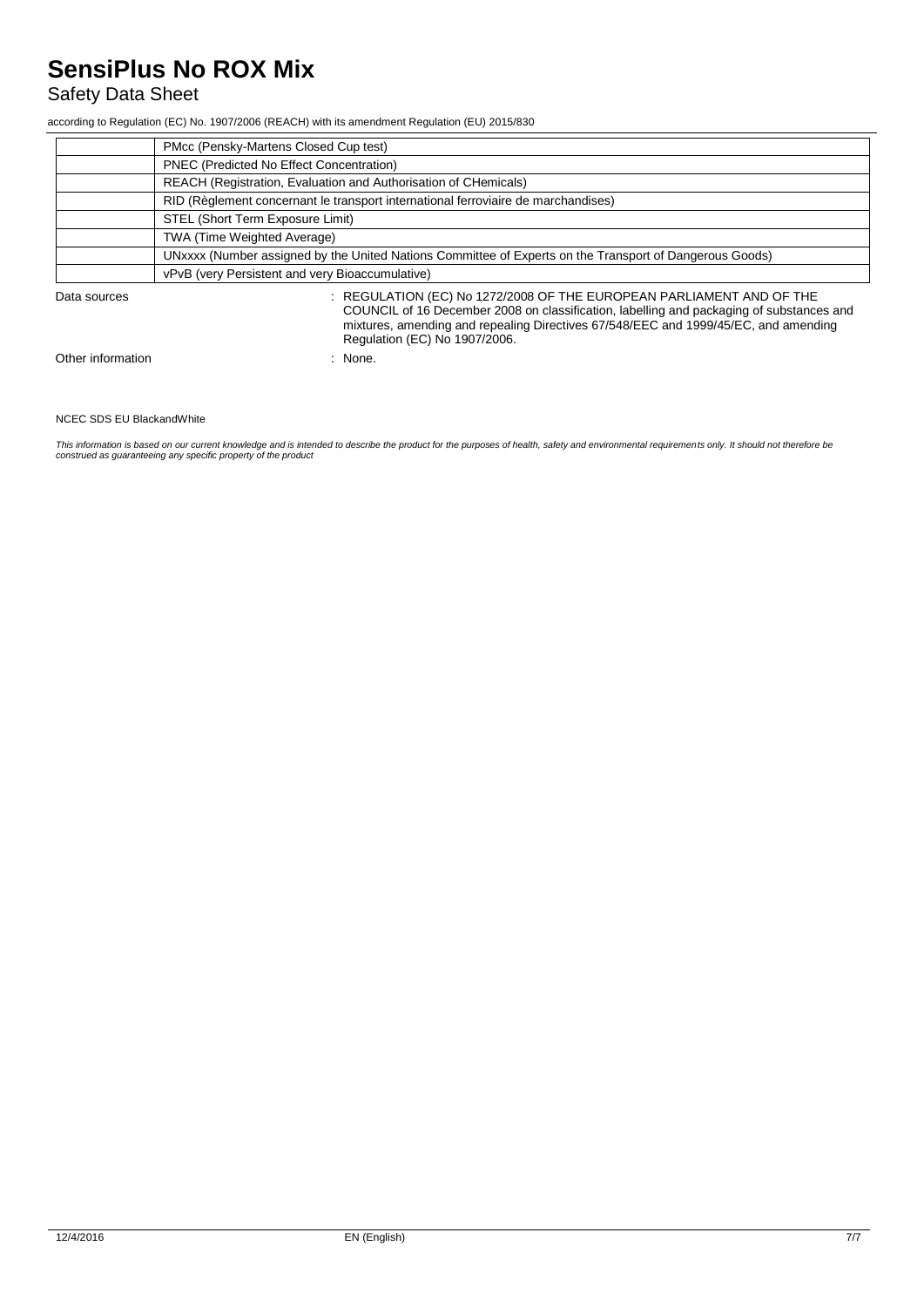| | |
|---|---|
| | PMcc (Pensky-Martens Closed Cup test) |
| | PNEC (Predicted No Effect Concentration) |
| | REACH (Registration, Evaluation and Authorisation of CHemicals) |
| | RID (Règlement concernant le transport international ferroviaire de marchandises) |
| | STEL (Short Term Exposure Limit) |
| | TWA (Time Weighted Average) |
| | UNxxxx (Number assigned by the United Nations Committee of Experts on the Transport of Dangerous Goods) |
| | vPvB (very Persistent and very Bioaccumulative) |

Data sources : REGULATION (EC) No 1272/2008 OF THE EUROPEAN PARLIAMENT AND OF THE COUNCIL of 16 December 2008 on classification, labelling and packaging of substances and mixtures, amending and repealing Directives 67/548/EEC and 1999/45/EC, and amending Regulation (EC) No 1907/2006.

Other information : None.

NCEC SDS EU BlackandWhite

*This information is based on our current knowledge and is intended to describe the product for the purposes of health, safety and environmental requirements only. It should not therefore be construed as guaranteeing any specific property of the product*